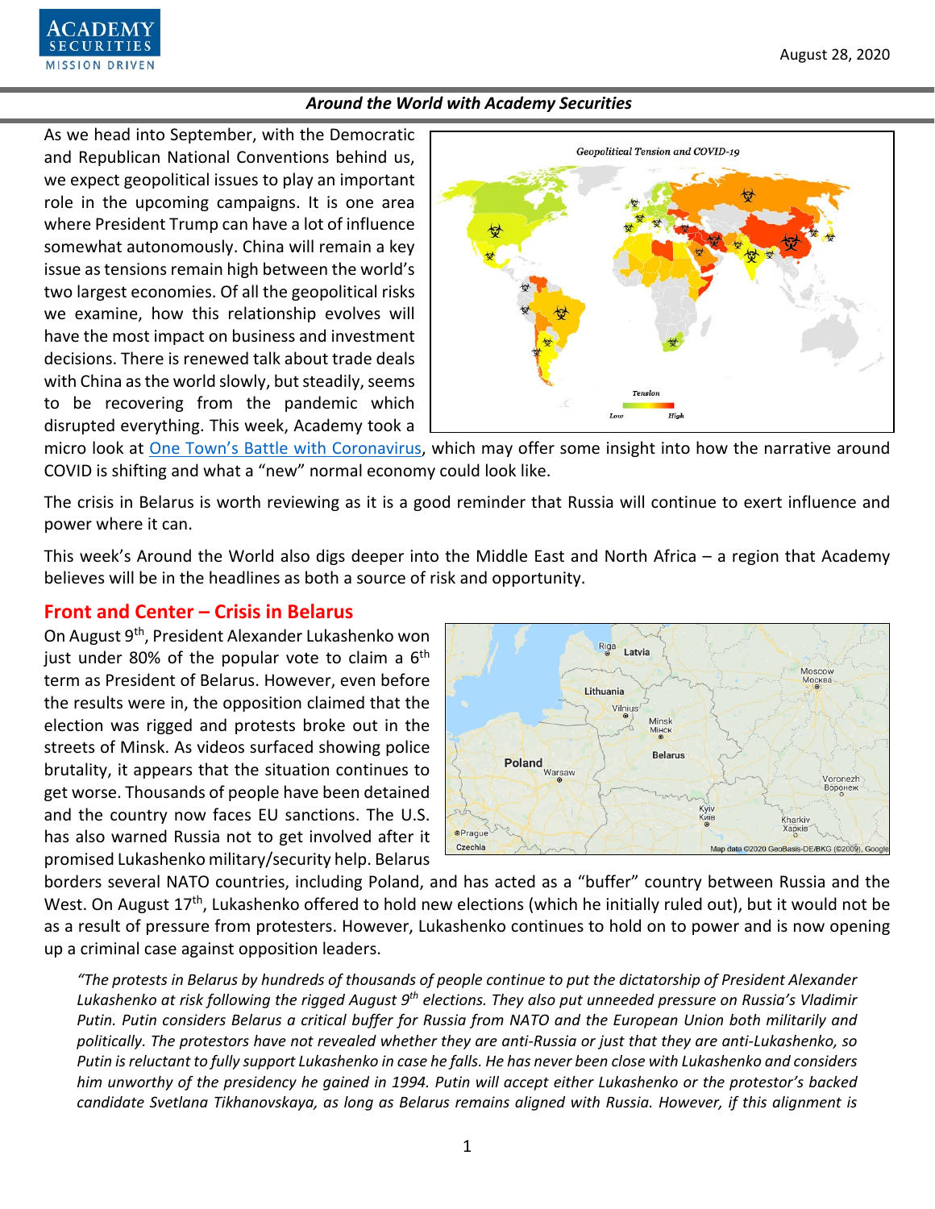August 28, 2020

**Around the World with Academy Securities**

As we head into September, with the Democratic and Republican National Conventions behind us, we expect geopolitical issues to play an important role in the upcoming campaigns. It is one area where President Trump can have a lot of influence somewhat autonomously. China will remain a key issue as tensions remain high between the world's two largest economies. Of all the geopolitical risks we examine, how this relationship evolves will have the most impact on business and investment decisions. There is renewed talk about trade deals with China as the world slowly, but steadily, seems to be recovering from the pandemic which disrupted everything. This week, Academy took a micro look at One Town's Battle with Coronavirus, which may offer some insight into how the narrative around COVID is shifting and what a "new" normal economy could look like.

Geopolitical Tension and COVID-19

Tension

Low

High

The crisis in Belarus is worth reviewing as it is a good reminder that Russia will continue to exert influence and power where it can.

This week's Around the World also digs deeper into the Middle East and North Africa – a region that Academy believes will be in the headlines as both a source of risk and opportunity.

## Front and Center – Crisis in Belarus

On August 9th, President Alexander Lukashenko won just under 80% of the popular vote to claim a 6th term as President of Belarus. However, even before the results were in, the opposition claimed that the election was rigged and protests broke out in the streets of Minsk. As videos surfaced showing police brutality, it appears that the situation continues to get worse. Thousands of people have been detained and the country now faces EU sanctions. The U.S. has also warned Russia not to get involved after it promised Lukashenko military/security help. Belarus borders several NATO countries, including Poland, and has acted as a "buffer" country between Russia and the West. On August 17th, Lukashenko offered to hold new elections (which he initially ruled out), but it would not be as a result of pressure from protesters. However, Lukashenko continues to hold on to power and is now opening up a criminal case against opposition leaders.

Riga
Latvia
Moscow
Москва
Lithuania
Vilnius
Minsk
Минск
Belarus
Poland
Warsaw
Voronezh
Воронеж
Kyiv
Київ
Kharkiv
Харків
Prague
Czechia
Map data ©2020 GeoBasis-DE/BKG (©2009), Google

*"The protests in Belarus by hundreds of thousands of people continue to put the dictatorship of President Alexander Lukashenko at risk following the rigged August 9th elections. They also put unneeded pressure on Russia's Vladimir Putin. Putin considers Belarus a critical buffer for Russia from NATO and the European Union both militarily and politically. The protestors have not revealed whether they are anti-Russia or just that they are anti-Lukashenko, so Putin is reluctant to fully support Lukashenko in case he falls. He has never been close with Lukashenko and considers him unworthy of the presidency he gained in 1994. Putin will accept either Lukashenko or the protestor's backed candidate Svetlana Tikhanovskaya, as long as Belarus remains aligned with Russia. However, if this alignment is*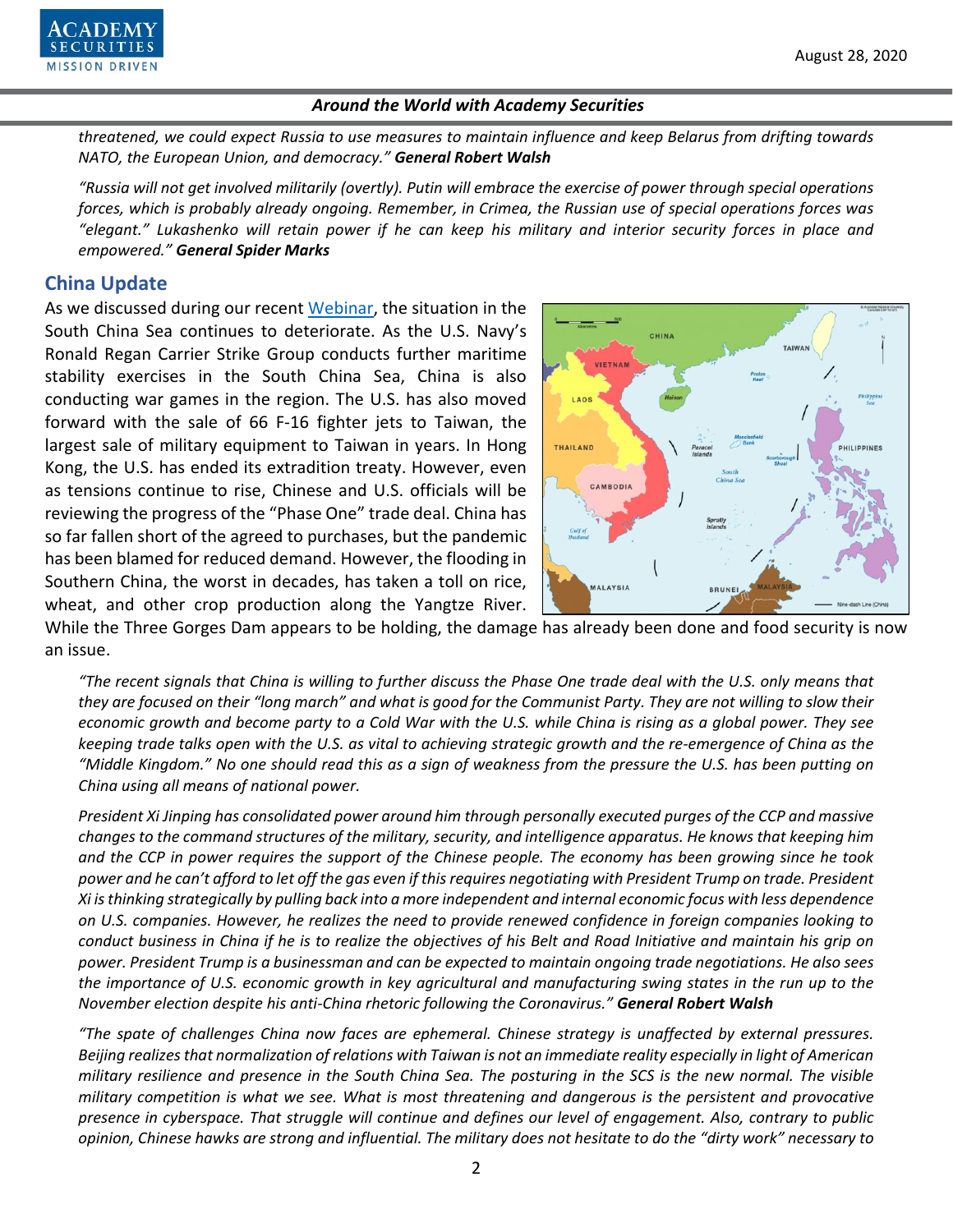*threatened, we could expect Russia to use measures to maintain influence and keep Belarus from drifting towards NATO, the European Union, and democracy."* ***General Robert Walsh***

*"Russia will not get involved militarily (overtly). Putin will embrace the exercise of power through special operations forces, which is probably already ongoing. Remember, in Crimea, the Russian use of special operations forces was "elegant." Lukashenko will retain power if he can keep his military and interior security forces in place and empowered."* ***General Spider Marks***

## China Update

As we discussed during our recent Webinar, the situation in the South China Sea continues to deteriorate. As the U.S. Navy's Ronald Regan Carrier Strike Group conducts further maritime stability exercises in the South China Sea, China is also conducting war games in the region. The U.S. has also moved forward with the sale of 66 F-16 fighter jets to Taiwan, the largest sale of military equipment to Taiwan in years. In Hong Kong, the U.S. has ended its extradition treaty. However, even as tensions continue to rise, Chinese and U.S. officials will be reviewing the progress of the "Phase One" trade deal. China has so far fallen short of the agreed to purchases, but the pandemic has been blamed for reduced demand. However, the flooding in Southern China, the worst in decades, has taken a toll on rice, wheat, and other crop production along the Yangtze River. While the Three Gorges Dam appears to be holding, the damage has already been done and food security is now an issue.

*"The recent signals that China is willing to further discuss the Phase One trade deal with the U.S. only means that they are focused on their "long march" and what is good for the Communist Party. They are not willing to slow their economic growth and become party to a Cold War with the U.S. while China is rising as a global power. They see keeping trade talks open with the U.S. as vital to achieving strategic growth and the re-emergence of China as the "Middle Kingdom." No one should read this as a sign of weakness from the pressure the U.S. has been putting on China using all means of national power.*

*President Xi Jinping has consolidated power around him through personally executed purges of the CCP and massive changes to the command structures of the military, security, and intelligence apparatus. He knows that keeping him and the CCP in power requires the support of the Chinese people. The economy has been growing since he took power and he can't afford to let off the gas even if this requires negotiating with President Trump on trade. President Xi is thinking strategically by pulling back into a more independent and internal economic focus with less dependence on U.S. companies. However, he realizes the need to provide renewed confidence in foreign companies looking to conduct business in China if he is to realize the objectives of his Belt and Road Initiative and maintain his grip on power. President Trump is a businessman and can be expected to maintain ongoing trade negotiations. He also sees the importance of U.S. economic growth in key agricultural and manufacturing swing states in the run up to the November election despite his anti-China rhetoric following the Coronavirus."* ***General Robert Walsh***

*"The spate of challenges China now faces are ephemeral. Chinese strategy is unaffected by external pressures. Beijing realizes that normalization of relations with Taiwan is not an immediate reality especially in light of American military resilience and presence in the South China Sea. The posturing in the SCS is the new normal. The visible military competition is what we see. What is most threatening and dangerous is the persistent and provocative presence in cyberspace. That struggle will continue and defines our level of engagement. Also, contrary to public opinion, Chinese hawks are strong and influential. The military does not hesitate to do the "dirty work" necessary to*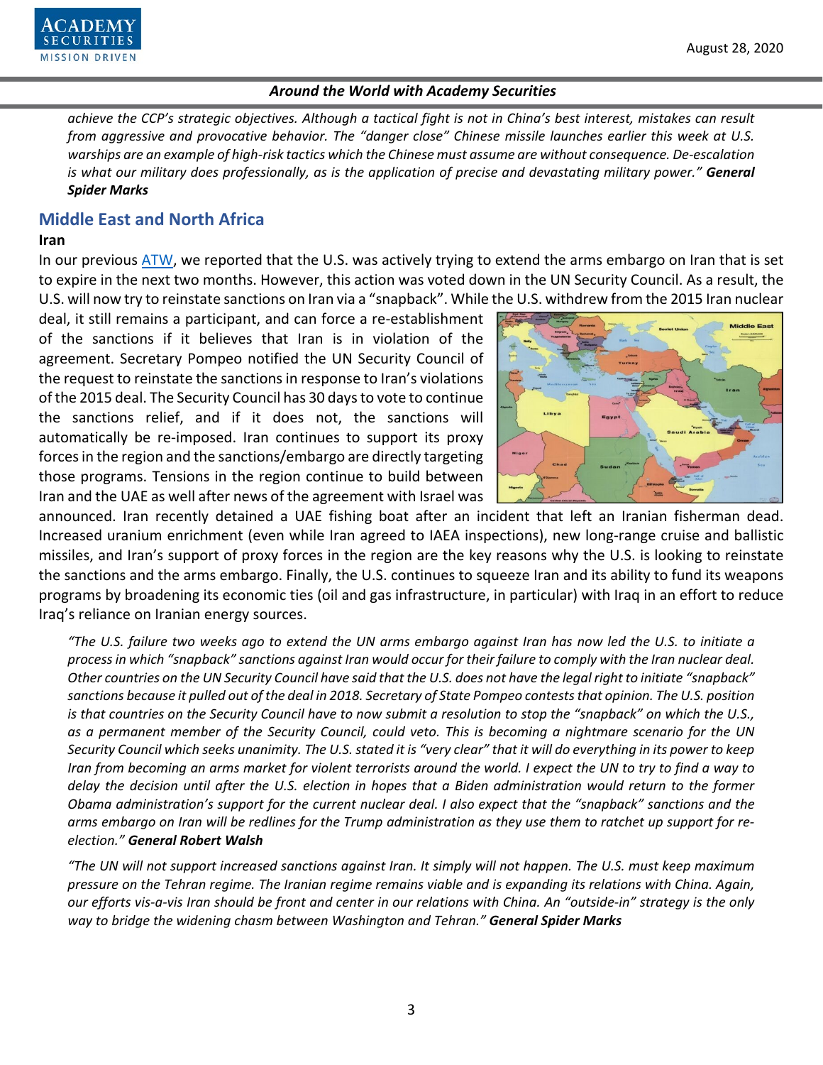*achieve the CCP's strategic objectives. Although a tactical fight is not in China's best interest, mistakes can result from aggressive and provocative behavior. The "danger close" Chinese missile launches earlier this week at U.S. warships are an example of high-risk tactics which the Chinese must assume are without consequence. De-escalation is what our military does professionally, as is the application of precise and devastating military power."* ***General Spider Marks***

## Middle East and North Africa

**Iran**

In our previous ATW, we reported that the U.S. was actively trying to extend the arms embargo on Iran that is set to expire in the next two months. However, this action was voted down in the UN Security Council. As a result, the U.S. will now try to reinstate sanctions on Iran via a "snapback". While the U.S. withdrew from the 2015 Iran nuclear deal, it still remains a participant, and can force a re-establishment of the sanctions if it believes that Iran is in violation of the agreement. Secretary Pompeo notified the UN Security Council of the request to reinstate the sanctions in response to Iran's violations of the 2015 deal. The Security Council has 30 days to vote to continue the sanctions relief, and if it does not, the sanctions will automatically be re-imposed. Iran continues to support its proxy forces in the region and the sanctions/embargo are directly targeting those programs. Tensions in the region continue to build between Iran and the UAE as well after news of the agreement with Israel was announced. Iran recently detained a UAE fishing boat after an incident that left an Iranian fisherman dead. Increased uranium enrichment (even while Iran agreed to IAEA inspections), new long-range cruise and ballistic missiles, and Iran's support of proxy forces in the region are the key reasons why the U.S. is looking to reinstate the sanctions and the arms embargo. Finally, the U.S. continues to squeeze Iran and its ability to fund its weapons programs by broadening its economic ties (oil and gas infrastructure, in particular) with Iraq in an effort to reduce Iraq's reliance on Iranian energy sources.

*"The U.S. failure two weeks ago to extend the UN arms embargo against Iran has now led the U.S. to initiate a process in which "snapback" sanctions against Iran would occur for their failure to comply with the Iran nuclear deal. Other countries on the UN Security Council have said that the U.S. does not have the legal right to initiate "snapback" sanctions because it pulled out of the deal in 2018. Secretary of State Pompeo contests that opinion. The U.S. position is that countries on the Security Council have to now submit a resolution to stop the "snapback" on which the U.S., as a permanent member of the Security Council, could veto. This is becoming a nightmare scenario for the UN Security Council which seeks unanimity. The U.S. stated it is "very clear" that it will do everything in its power to keep Iran from becoming an arms market for violent terrorists around the world. I expect the UN to try to find a way to delay the decision until after the U.S. election in hopes that a Biden administration would return to the former Obama administration's support for the current nuclear deal. I also expect that the "snapback" sanctions and the arms embargo on Iran will be redlines for the Trump administration as they use them to ratchet up support for re-election."* ***General Robert Walsh***

*"The UN will not support increased sanctions against Iran. It simply will not happen. The U.S. must keep maximum pressure on the Tehran regime. The Iranian regime remains viable and is expanding its relations with China. Again, our efforts vis-a-vis Iran should be front and center in our relations with China. An "outside-in" strategy is the only way to bridge the widening chasm between Washington and Tehran."* ***General Spider Marks***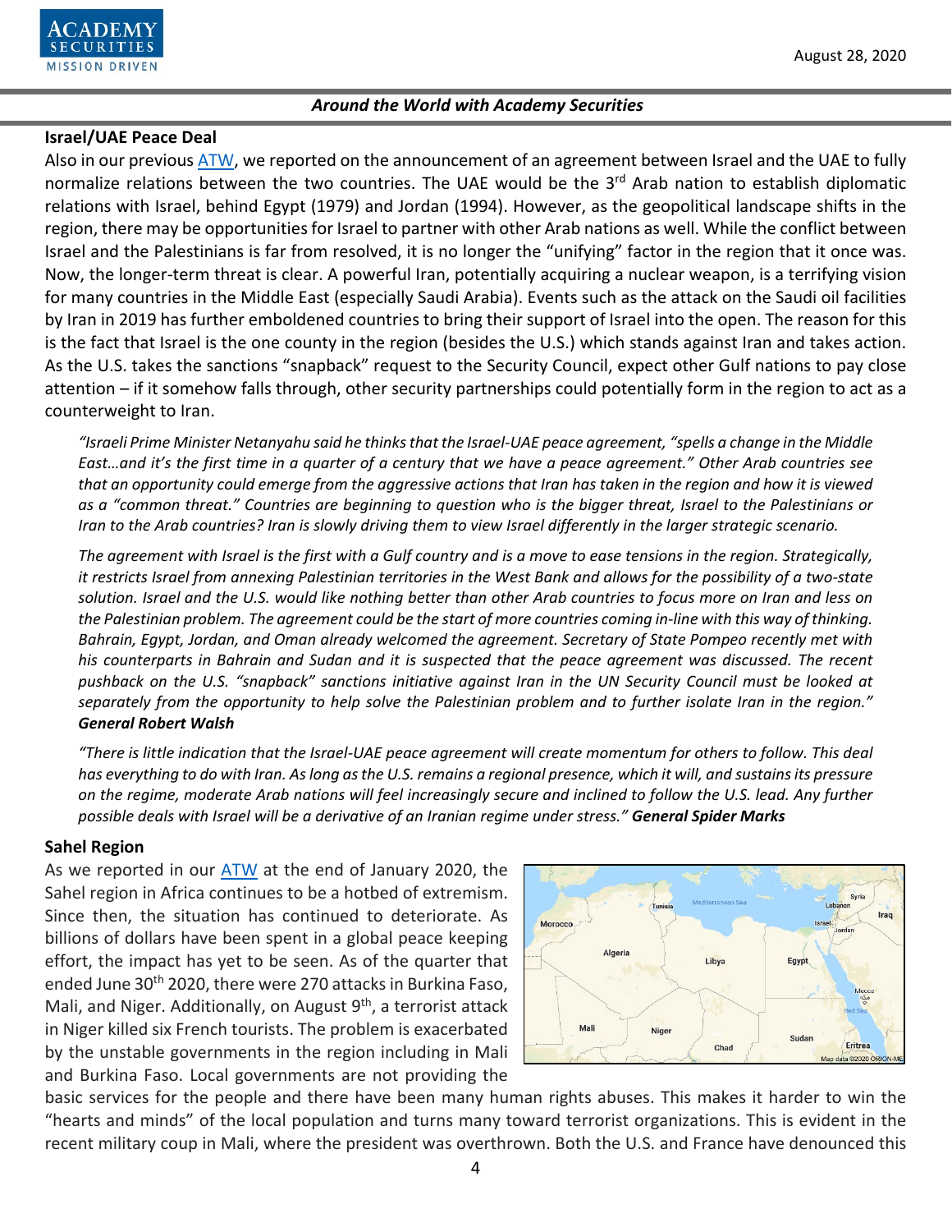### Israel/UAE Peace Deal

Also in our previous ATW, we reported on the announcement of an agreement between Israel and the UAE to fully normalize relations between the two countries. The UAE would be the 3rd Arab nation to establish diplomatic relations with Israel, behind Egypt (1979) and Jordan (1994). However, as the geopolitical landscape shifts in the region, there may be opportunities for Israel to partner with other Arab nations as well. While the conflict between Israel and the Palestinians is far from resolved, it is no longer the "unifying" factor in the region that it once was. Now, the longer-term threat is clear. A powerful Iran, potentially acquiring a nuclear weapon, is a terrifying vision for many countries in the Middle East (especially Saudi Arabia). Events such as the attack on the Saudi oil facilities by Iran in 2019 has further emboldened countries to bring their support of Israel into the open. The reason for this is the fact that Israel is the one county in the region (besides the U.S.) which stands against Iran and takes action. As the U.S. takes the sanctions "snapback" request to the Security Council, expect other Gulf nations to pay close attention – if it somehow falls through, other security partnerships could potentially form in the region to act as a counterweight to Iran.

*"Israeli Prime Minister Netanyahu said he thinks that the Israel-UAE peace agreement, "spells a change in the Middle East…and it's the first time in a quarter of a century that we have a peace agreement." Other Arab countries see that an opportunity could emerge from the aggressive actions that Iran has taken in the region and how it is viewed as a "common threat." Countries are beginning to question who is the bigger threat, Israel to the Palestinians or Iran to the Arab countries? Iran is slowly driving them to view Israel differently in the larger strategic scenario.*

*The agreement with Israel is the first with a Gulf country and is a move to ease tensions in the region. Strategically, it restricts Israel from annexing Palestinian territories in the West Bank and allows for the possibility of a two-state solution. Israel and the U.S. would like nothing better than other Arab countries to focus more on Iran and less on the Palestinian problem. The agreement could be the start of more countries coming in-line with this way of thinking. Bahrain, Egypt, Jordan, and Oman already welcomed the agreement. Secretary of State Pompeo recently met with his counterparts in Bahrain and Sudan and it is suspected that the peace agreement was discussed. The recent pushback on the U.S. "snapback" sanctions initiative against Iran in the UN Security Council must be looked at separately from the opportunity to help solve the Palestinian problem and to further isolate Iran in the region."* ***General Robert Walsh***

*"There is little indication that the Israel-UAE peace agreement will create momentum for others to follow. This deal has everything to do with Iran. As long as the U.S. remains a regional presence, which it will, and sustains its pressure on the regime, moderate Arab nations will feel increasingly secure and inclined to follow the U.S. lead. Any further possible deals with Israel will be a derivative of an Iranian regime under stress."* ***General Spider Marks***

### Sahel Region

As we reported in our ATW at the end of January 2020, the Sahel region in Africa continues to be a hotbed of extremism. Since then, the situation has continued to deteriorate. As billions of dollars have been spent in a global peace keeping effort, the impact has yet to be seen. As of the quarter that ended June 30th 2020, there were 270 attacks in Burkina Faso, Mali, and Niger. Additionally, on August 9th, a terrorist attack in Niger killed six French tourists. The problem is exacerbated by the unstable governments in the region including in Mali and Burkina Faso. Local governments are not providing the basic services for the people and there have been many human rights abuses. This makes it harder to win the "hearts and minds" of the local population and turns many toward terrorist organizations. This is evident in the recent military coup in Mali, where the president was overthrown. Both the U.S. and France have denounced this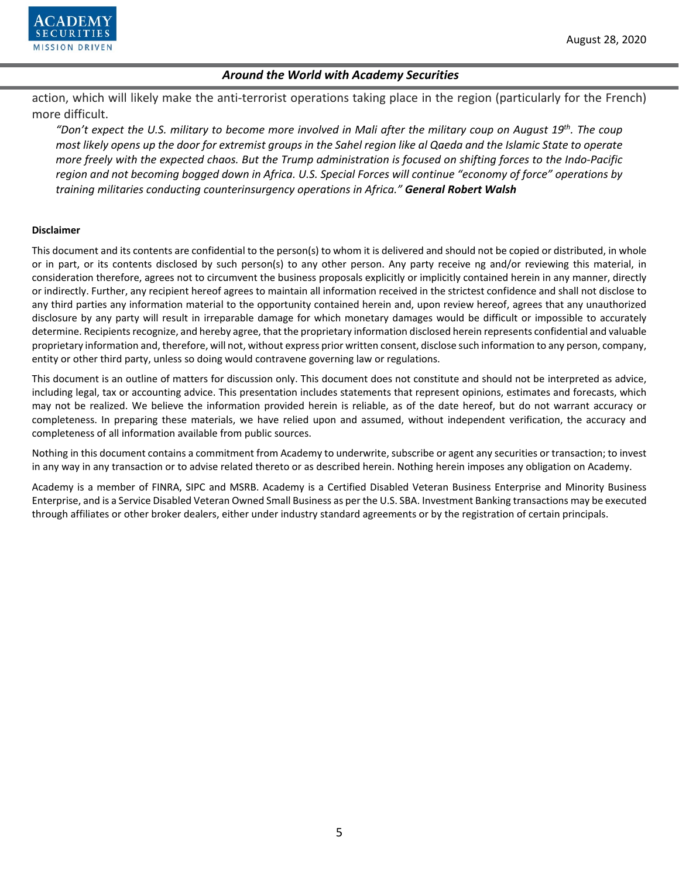action, which will likely make the anti-terrorist operations taking place in the region (particularly for the French) more difficult.

> *"Don't expect the U.S. military to become more involved in Mali after the military coup on August 19th. The coup most likely opens up the door for extremist groups in the Sahel region like al Qaeda and the Islamic State to operate more freely with the expected chaos. But the Trump administration is focused on shifting forces to the Indo-Pacific region and not becoming bogged down in Africa. U.S. Special Forces will continue "economy of force" operations by training militaries conducting counterinsurgency operations in Africa."* ***General Robert Walsh***

**Disclaimer**

This document and its contents are confidential to the person(s) to whom it is delivered and should not be copied or distributed, in whole or in part, or its contents disclosed by such person(s) to any other person. Any party receive ng and/or reviewing this material, in consideration therefore, agrees not to circumvent the business proposals explicitly or implicitly contained herein in any manner, directly or indirectly. Further, any recipient hereof agrees to maintain all information received in the strictest confidence and shall not disclose to any third parties any information material to the opportunity contained herein and, upon review hereof, agrees that any unauthorized disclosure by any party will result in irreparable damage for which monetary damages would be difficult or impossible to accurately determine. Recipients recognize, and hereby agree, that the proprietary information disclosed herein represents confidential and valuable proprietary information and, therefore, will not, without express prior written consent, disclose such information to any person, company, entity or other third party, unless so doing would contravene governing law or regulations.

This document is an outline of matters for discussion only. This document does not constitute and should not be interpreted as advice, including legal, tax or accounting advice. This presentation includes statements that represent opinions, estimates and forecasts, which may not be realized. We believe the information provided herein is reliable, as of the date hereof, but do not warrant accuracy or completeness. In preparing these materials, we have relied upon and assumed, without independent verification, the accuracy and completeness of all information available from public sources.

Nothing in this document contains a commitment from Academy to underwrite, subscribe or agent any securities or transaction; to invest in any way in any transaction or to advise related thereto or as described herein. Nothing herein imposes any obligation on Academy.

Academy is a member of FINRA, SIPC and MSRB. Academy is a Certified Disabled Veteran Business Enterprise and Minority Business Enterprise, and is a Service Disabled Veteran Owned Small Business as per the U.S. SBA. Investment Banking transactions may be executed through affiliates or other broker dealers, either under industry standard agreements or by the registration of certain principals.